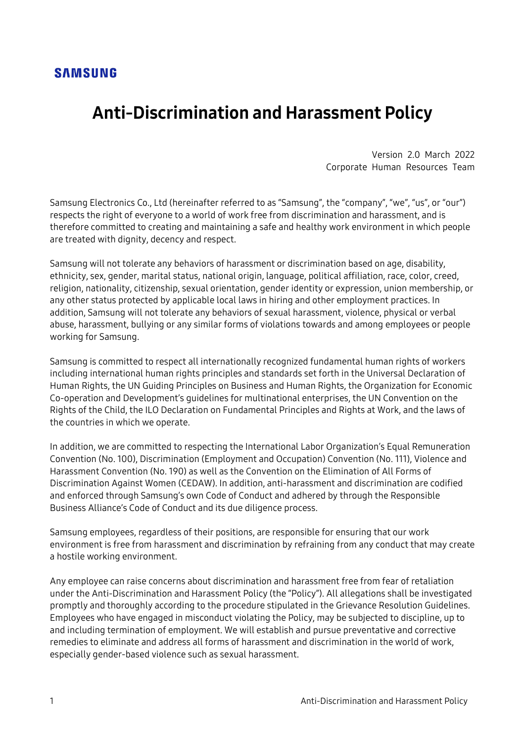SAMSUNG

# Anti-Discrimination and Harassment Policy

Version 2.0 March 2022
Corporate Human Resources Team

Samsung Electronics Co., Ltd (hereinafter referred to as "Samsung", the "company", "we", "us", or "our") respects the right of everyone to a world of work free from discrimination and harassment, and is therefore committed to creating and maintaining a safe and healthy work environment in which people are treated with dignity, decency and respect.

Samsung will not tolerate any behaviors of harassment or discrimination based on age, disability, ethnicity, sex, gender, marital status, national origin, language, political affiliation, race, color, creed, religion, nationality, citizenship, sexual orientation, gender identity or expression, union membership, or any other status protected by applicable local laws in hiring and other employment practices. In addition, Samsung will not tolerate any behaviors of sexual harassment, violence, physical or verbal abuse, harassment, bullying or any similar forms of violations towards and among employees or people working for Samsung.

Samsung is committed to respect all internationally recognized fundamental human rights of workers including international human rights principles and standards set forth in the Universal Declaration of Human Rights, the UN Guiding Principles on Business and Human Rights, the Organization for Economic Co-operation and Development's guidelines for multinational enterprises, the UN Convention on the Rights of the Child, the ILO Declaration on Fundamental Principles and Rights at Work, and the laws of the countries in which we operate.

In addition, we are committed to respecting the International Labor Organization's Equal Remuneration Convention (No. 100), Discrimination (Employment and Occupation) Convention (No. 111), Violence and Harassment Convention (No. 190) as well as the Convention on the Elimination of All Forms of Discrimination Against Women (CEDAW). In addition, anti-harassment and discrimination are codified and enforced through Samsung's own Code of Conduct and adhered by through the Responsible Business Alliance's Code of Conduct and its due diligence process.

Samsung employees, regardless of their positions, are responsible for ensuring that our work environment is free from harassment and discrimination by refraining from any conduct that may create a hostile working environment.

Any employee can raise concerns about discrimination and harassment free from fear of retaliation under the Anti-Discrimination and Harassment Policy (the "Policy"). All allegations shall be investigated promptly and thoroughly according to the procedure stipulated in the Grievance Resolution Guidelines. Employees who have engaged in misconduct violating the Policy, may be subjected to discipline, up to and including termination of employment. We will establish and pursue preventative and corrective remedies to eliminate and address all forms of harassment and discrimination in the world of work, especially gender-based violence such as sexual harassment.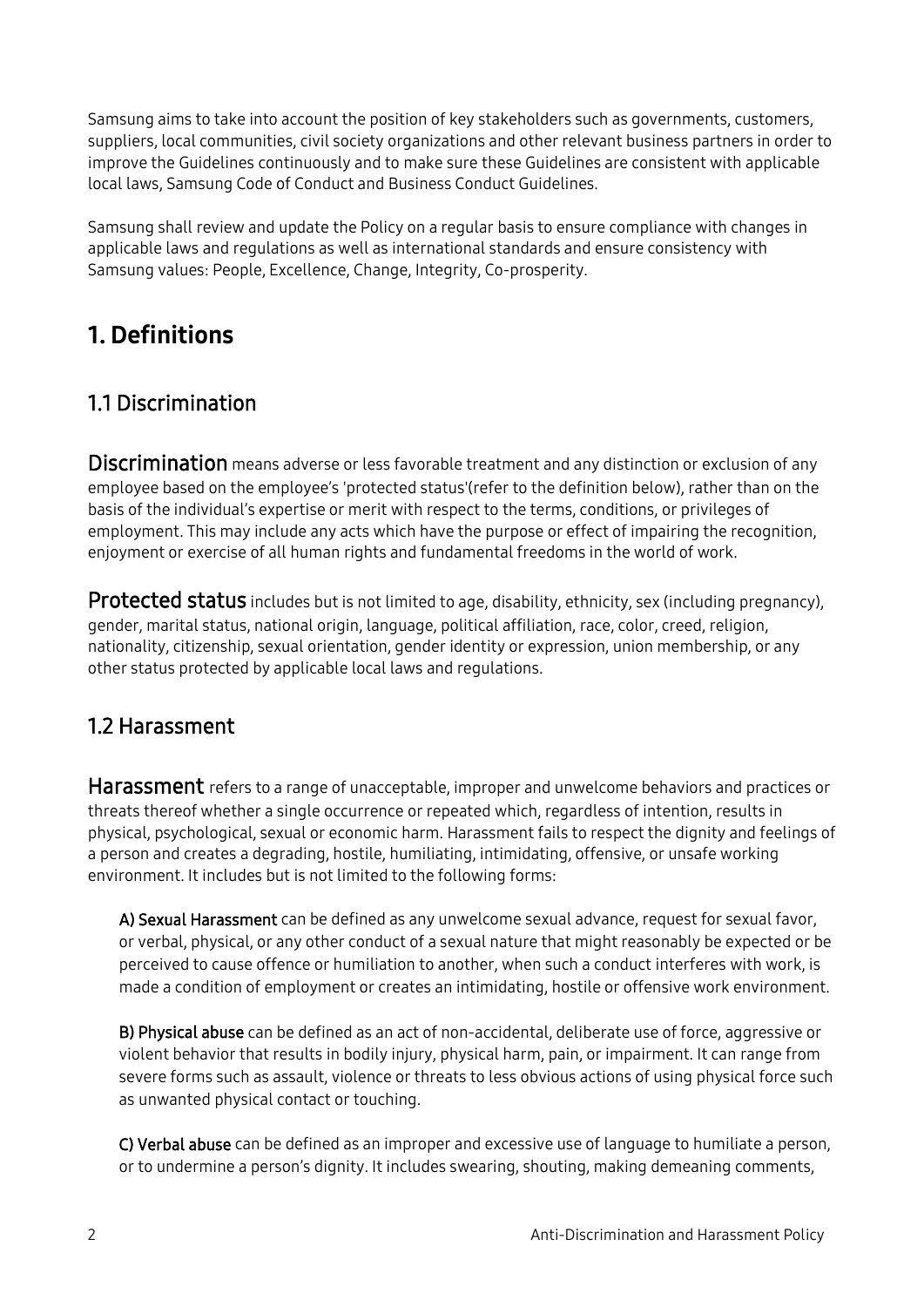Samsung aims to take into account the position of key stakeholders such as governments, customers, suppliers, local communities, civil society organizations and other relevant business partners in order to improve the Guidelines continuously and to make sure these Guidelines are consistent with applicable local laws, Samsung Code of Conduct and Business Conduct Guidelines.

Samsung shall review and update the Policy on a regular basis to ensure compliance with changes in applicable laws and regulations as well as international standards and ensure consistency with Samsung values: People, Excellence, Change, Integrity, Co-prosperity.

# 1. Definitions

## 1.1 Discrimination

**Discrimination** means adverse or less favorable treatment and any distinction or exclusion of any employee based on the employee's 'protected status'(refer to the definition below), rather than on the basis of the individual's expertise or merit with respect to the terms, conditions, or privileges of employment. This may include any acts which have the purpose or effect of impairing the recognition, enjoyment or exercise of all human rights and fundamental freedoms in the world of work.

**Protected status** includes but is not limited to age, disability, ethnicity, sex (including pregnancy), gender, marital status, national origin, language, political affiliation, race, color, creed, religion, nationality, citizenship, sexual orientation, gender identity or expression, union membership, or any other status protected by applicable local laws and regulations.

## 1.2 Harassment

**Harassment** refers to a range of unacceptable, improper and unwelcome behaviors and practices or threats thereof whether a single occurrence or repeated which, regardless of intention, results in physical, psychological, sexual or economic harm. Harassment fails to respect the dignity and feelings of a person and creates a degrading, hostile, humiliating, intimidating, offensive, or unsafe working environment. It includes but is not limited to the following forms:

**A) Sexual Harassment** can be defined as any unwelcome sexual advance, request for sexual favor, or verbal, physical, or any other conduct of a sexual nature that might reasonably be expected or be perceived to cause offence or humiliation to another, when such a conduct interferes with work, is made a condition of employment or creates an intimidating, hostile or offensive work environment.

**B) Physical abuse** can be defined as an act of non-accidental, deliberate use of force, aggressive or violent behavior that results in bodily injury, physical harm, pain, or impairment. It can range from severe forms such as assault, violence or threats to less obvious actions of using physical force such as unwanted physical contact or touching.

**C) Verbal abuse** can be defined as an improper and excessive use of language to humiliate a person, or to undermine a person's dignity. It includes swearing, shouting, making demeaning comments,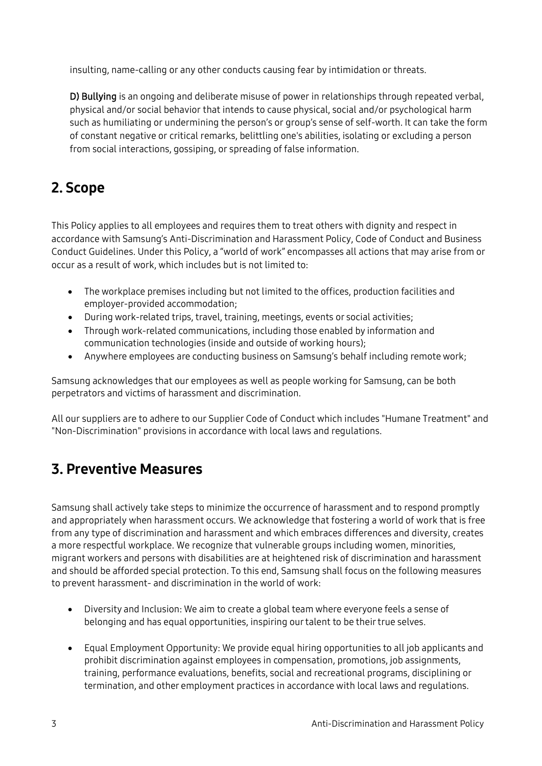insulting, name-calling or any other conducts causing fear by intimidation or threats.

**D) Bullying** is an ongoing and deliberate misuse of power in relationships through repeated verbal, physical and/or social behavior that intends to cause physical, social and/or psychological harm such as humiliating or undermining the person's or group's sense of self-worth. It can take the form of constant negative or critical remarks, belittling one's abilities, isolating or excluding a person from social interactions, gossiping, or spreading of false information.

## 2. Scope

This Policy applies to all employees and requires them to treat others with dignity and respect in accordance with Samsung's Anti-Discrimination and Harassment Policy, Code of Conduct and Business Conduct Guidelines. Under this Policy, a "world of work" encompasses all actions that may arise from or occur as a result of work, which includes but is not limited to:

- The workplace premises including but not limited to the offices, production facilities and employer-provided accommodation;
- During work-related trips, travel, training, meetings, events or social activities;
- Through work-related communications, including those enabled by information and communication technologies (inside and outside of working hours);
- Anywhere employees are conducting business on Samsung's behalf including remote work;

Samsung acknowledges that our employees as well as people working for Samsung, can be both perpetrators and victims of harassment and discrimination.

All our suppliers are to adhere to our Supplier Code of Conduct which includes "Humane Treatment" and "Non-Discrimination" provisions in accordance with local laws and regulations.

## 3. Preventive Measures

Samsung shall actively take steps to minimize the occurrence of harassment and to respond promptly and appropriately when harassment occurs. We acknowledge that fostering a world of work that is free from any type of discrimination and harassment and which embraces differences and diversity, creates a more respectful workplace. We recognize that vulnerable groups including women, minorities, migrant workers and persons with disabilities are at heightened risk of discrimination and harassment and should be afforded special protection. To this end, Samsung shall focus on the following measures to prevent harassment- and discrimination in the world of work:

- Diversity and Inclusion: We aim to create a global team where everyone feels a sense of belonging and has equal opportunities, inspiring our talent to be their true selves.
- Equal Employment Opportunity: We provide equal hiring opportunities to all job applicants and prohibit discrimination against employees in compensation, promotions, job assignments, training, performance evaluations, benefits, social and recreational programs, disciplining or termination, and other employment practices in accordance with local laws and regulations.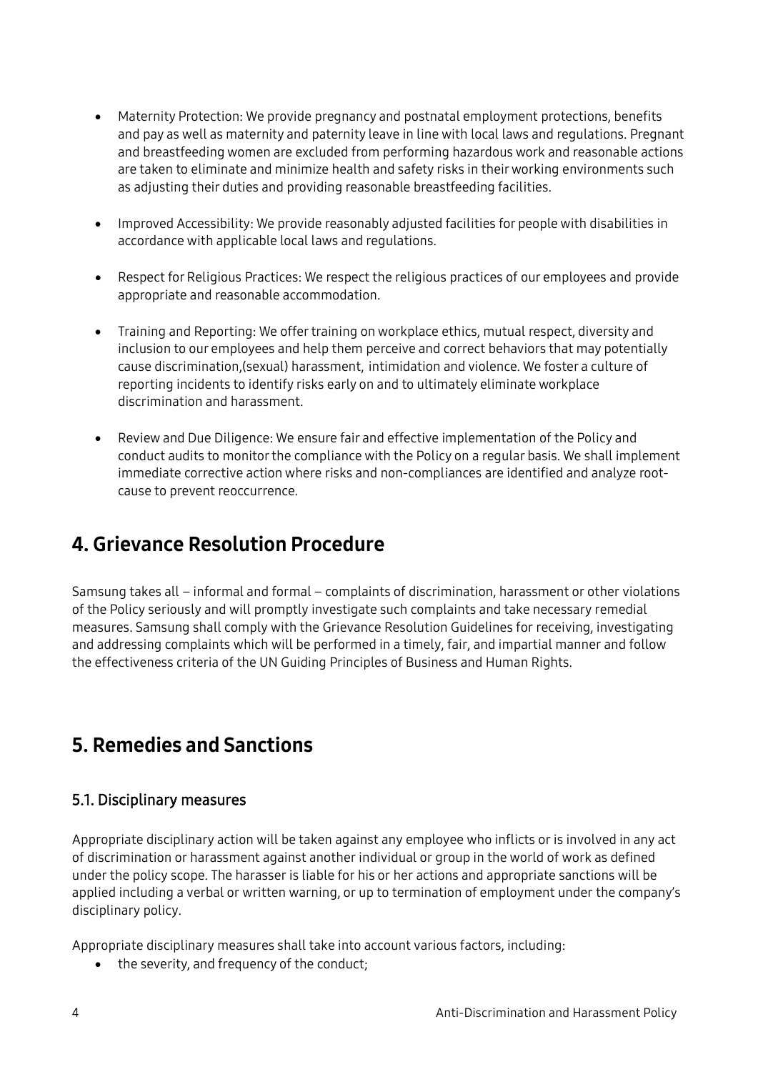- Maternity Protection: We provide pregnancy and postnatal employment protections, benefits and pay as well as maternity and paternity leave in line with local laws and regulations. Pregnant and breastfeeding women are excluded from performing hazardous work and reasonable actions are taken to eliminate and minimize health and safety risks in their working environments such as adjusting their duties and providing reasonable breastfeeding facilities.

- Improved Accessibility: We provide reasonably adjusted facilities for people with disabilities in accordance with applicable local laws and regulations.

- Respect for Religious Practices: We respect the religious practices of our employees and provide appropriate and reasonable accommodation.

- Training and Reporting: We offer training on workplace ethics, mutual respect, diversity and inclusion to our employees and help them perceive and correct behaviors that may potentially cause discrimination,(sexual) harassment, intimidation and violence. We foster a culture of reporting incidents to identify risks early on and to ultimately eliminate workplace discrimination and harassment.

- Review and Due Diligence: We ensure fair and effective implementation of the Policy and conduct audits to monitor the compliance with the Policy on a regular basis. We shall implement immediate corrective action where risks and non-compliances are identified and analyze root-cause to prevent reoccurrence.

# 4. Grievance Resolution Procedure

Samsung takes all – informal and formal – complaints of discrimination, harassment or other violations of the Policy seriously and will promptly investigate such complaints and take necessary remedial measures. Samsung shall comply with the Grievance Resolution Guidelines for receiving, investigating and addressing complaints which will be performed in a timely, fair, and impartial manner and follow the effectiveness criteria of the UN Guiding Principles of Business and Human Rights.

# 5. Remedies and Sanctions

## 5.1. Disciplinary measures

Appropriate disciplinary action will be taken against any employee who inflicts or is involved in any act of discrimination or harassment against another individual or group in the world of work as defined under the policy scope. The harasser is liable for his or her actions and appropriate sanctions will be applied including a verbal or written warning, or up to termination of employment under the company's disciplinary policy.

Appropriate disciplinary measures shall take into account various factors, including:

- the severity, and frequency of the conduct;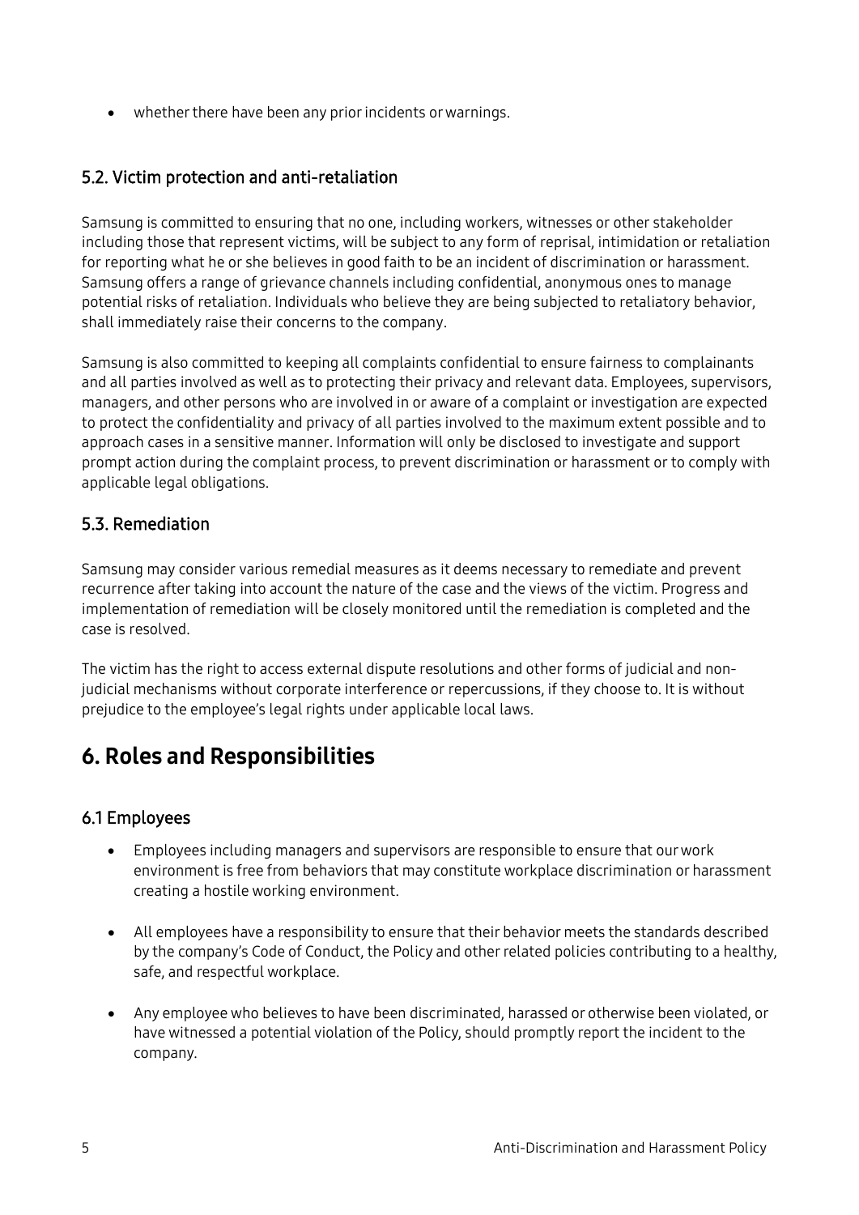- whether there have been any prior incidents or warnings.

### 5.2. Victim protection and anti-retaliation

Samsung is committed to ensuring that no one, including workers, witnesses or other stakeholder including those that represent victims, will be subject to any form of reprisal, intimidation or retaliation for reporting what he or she believes in good faith to be an incident of discrimination or harassment. Samsung offers a range of grievance channels including confidential, anonymous ones to manage potential risks of retaliation. Individuals who believe they are being subjected to retaliatory behavior, shall immediately raise their concerns to the company.

Samsung is also committed to keeping all complaints confidential to ensure fairness to complainants and all parties involved as well as to protecting their privacy and relevant data. Employees, supervisors, managers, and other persons who are involved in or aware of a complaint or investigation are expected to protect the confidentiality and privacy of all parties involved to the maximum extent possible and to approach cases in a sensitive manner. Information will only be disclosed to investigate and support prompt action during the complaint process, to prevent discrimination or harassment or to comply with applicable legal obligations.

### 5.3. Remediation

Samsung may consider various remedial measures as it deems necessary to remediate and prevent recurrence after taking into account the nature of the case and the views of the victim. Progress and implementation of remediation will be closely monitored until the remediation is completed and the case is resolved.

The victim has the right to access external dispute resolutions and other forms of judicial and non-judicial mechanisms without corporate interference or repercussions, if they choose to. It is without prejudice to the employee's legal rights under applicable local laws.

## 6. Roles and Responsibilities

### 6.1 Employees

- Employees including managers and supervisors are responsible to ensure that our work environment is free from behaviors that may constitute workplace discrimination or harassment creating a hostile working environment.

- All employees have a responsibility to ensure that their behavior meets the standards described by the company's Code of Conduct, the Policy and other related policies contributing to a healthy, safe, and respectful workplace.

- Any employee who believes to have been discriminated, harassed or otherwise been violated, or have witnessed a potential violation of the Policy, should promptly report the incident to the company.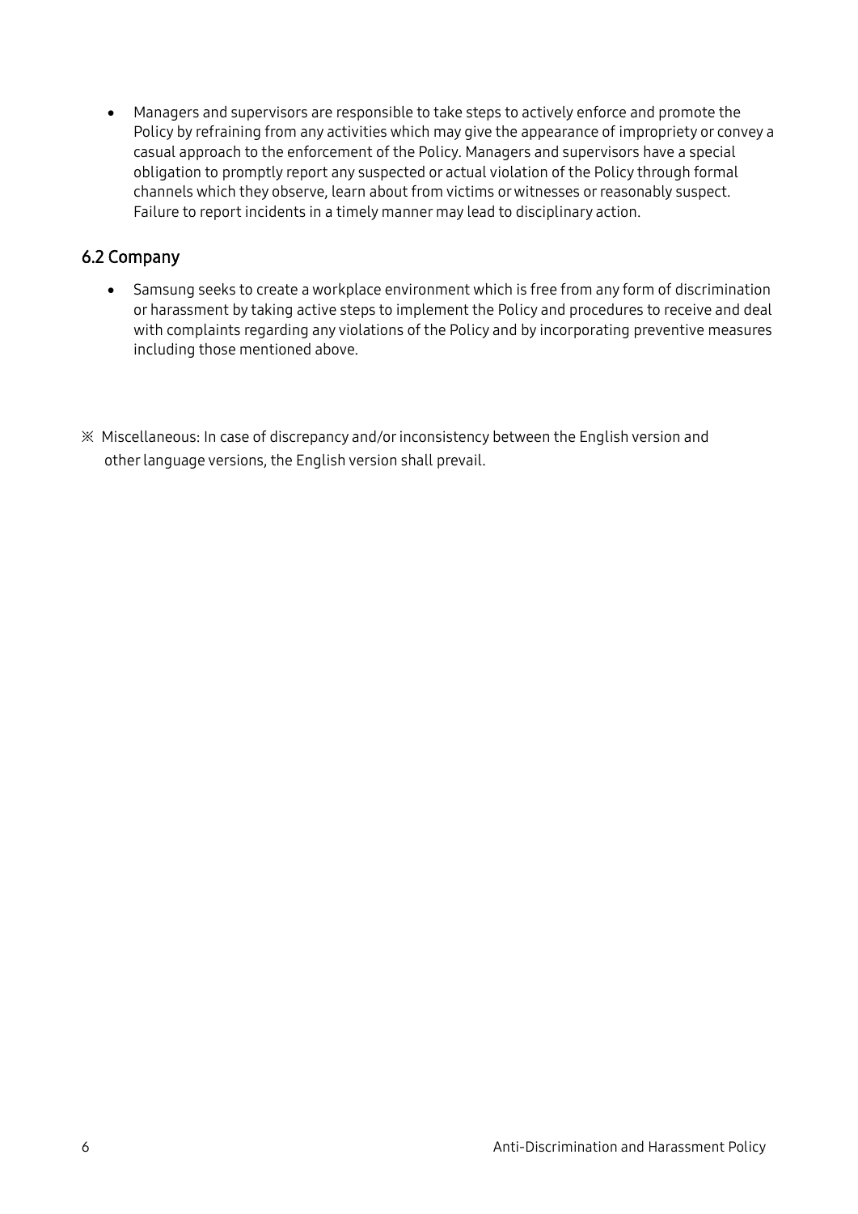- Managers and supervisors are responsible to take steps to actively enforce and promote the Policy by refraining from any activities which may give the appearance of impropriety or convey a casual approach to the enforcement of the Policy. Managers and supervisors have a special obligation to promptly report any suspected or actual violation of the Policy through formal channels which they observe, learn about from victims or witnesses or reasonably suspect. Failure to report incidents in a timely manner may lead to disciplinary action.

## 6.2 Company

- Samsung seeks to create a workplace environment which is free from any form of discrimination or harassment by taking active steps to implement the Policy and procedures to receive and deal with complaints regarding any violations of the Policy and by incorporating preventive measures including those mentioned above.

※ Miscellaneous: In case of discrepancy and/or inconsistency between the English version and other language versions, the English version shall prevail.